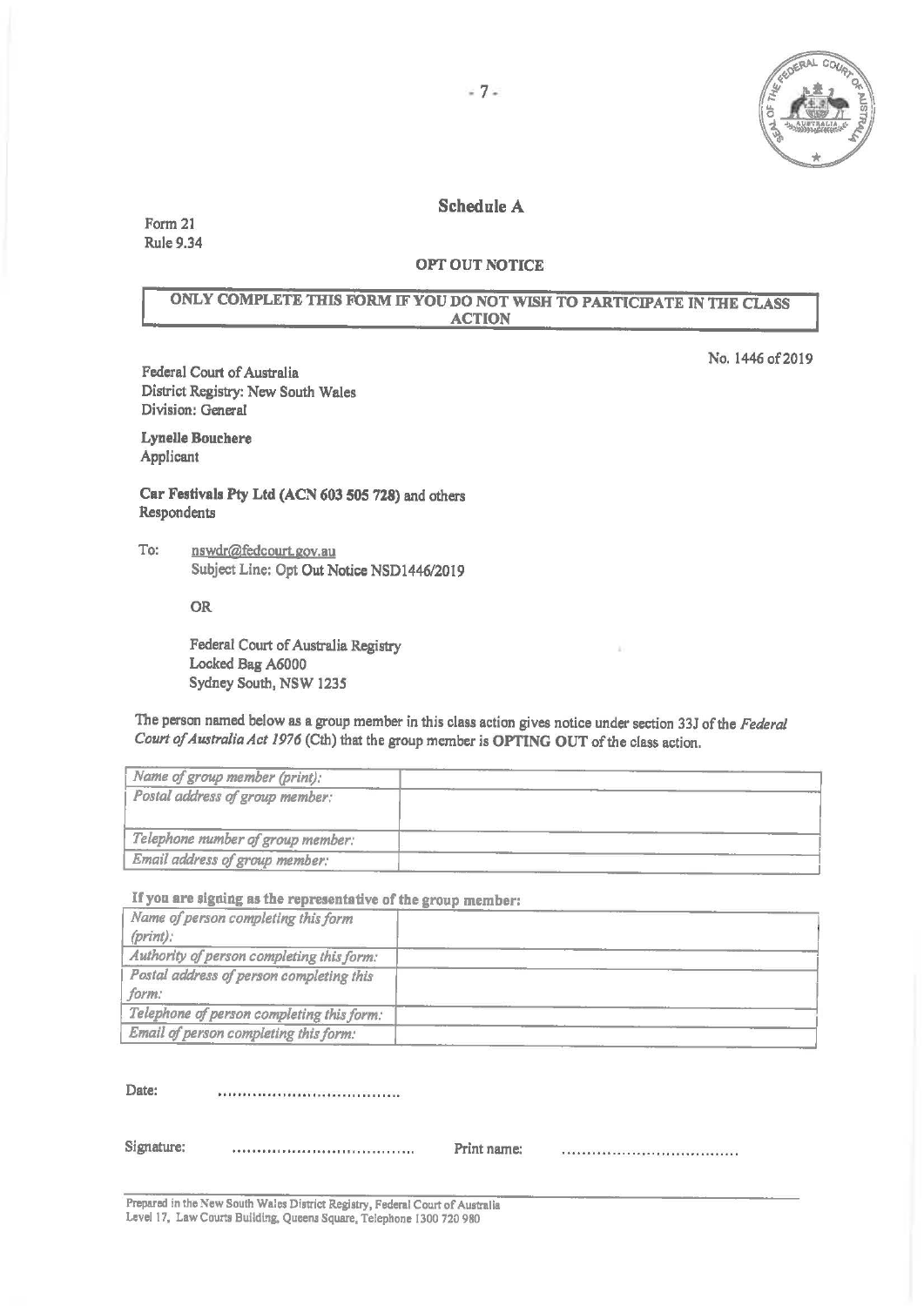## Schedule A

Form 21
Rule 9.34

**OPT OUT NOTICE**

**ONLY COMPLETE THIS FORM IF YOU DO NOT WISH TO PARTICIPATE IN THE CLASS ACTION**

No. 1446 of 2019

Federal Court of Australia
District Registry: New South Wales
Division: General

**Lynelle Bouchere**
Applicant

**Car Festivals Pty Ltd (ACN 603 505 728)** and others
Respondents

To: nswdr@fedcourt.gov.au
Subject Line: Opt Out Notice NSD1446/2019

OR

Federal Court of Australia Registry
Locked Bag A6000
Sydney South, NSW 1235

The person named below as a group member in this class action gives notice under section 33J of the *Federal Court of Australia Act 1976* (Cth) that the group member is **OPTING OUT** of the class action.

| *Name of group member (print):* | |
|---|---|
| *Postal address of group member:* | |
| *Telephone number of group member:* | |
| *Email address of group member:* | |

**If you are signing as the representative of the group member:**

| *Name of person completing this form (print):* | |
|---|---|
| *Authority of person completing this form:* | |
| *Postal address of person completing this form:* | |
| *Telephone of person completing this form:* | |
| *Email of person completing this form:* | |

Date: ....................................

Signature: .................................... Print name: ....................................

Prepared in the New South Wales District Registry, Federal Court of Australia
Level 17, Law Courts Building, Queens Square, Telephone 1300 720 980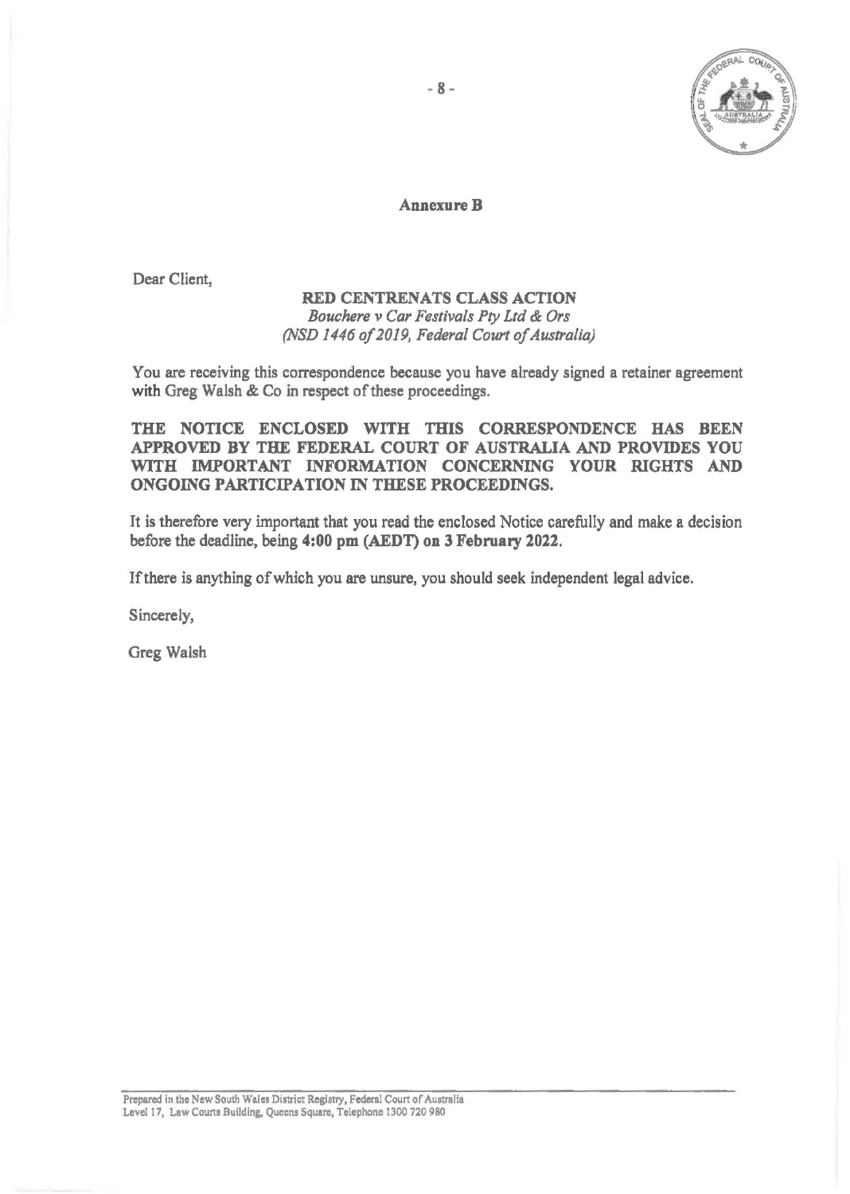**Annexure B**

Dear Client,

**RED CENTRENATS CLASS ACTION**
*Bouchere v Car Festivals Pty Ltd & Ors*
*(NSD 1446 of 2019, Federal Court of Australia)*

You are receiving this correspondence because you have already signed a retainer agreement with Greg Walsh & Co in respect of these proceedings.

**THE NOTICE ENCLOSED WITH THIS CORRESPONDENCE HAS BEEN APPROVED BY THE FEDERAL COURT OF AUSTRALIA AND PROVIDES YOU WITH IMPORTANT INFORMATION CONCERNING YOUR RIGHTS AND ONGOING PARTICIPATION IN THESE PROCEEDINGS.**

It is therefore very important that you read the enclosed Notice carefully and make a decision before the deadline, being **4:00 pm (AEDT) on 3 February 2022.**

If there is anything of which you are unsure, you should seek independent legal advice.

Sincerely,

Greg Walsh

Prepared in the New South Wales District Registry, Federal Court of Australia
Level 17, Law Courts Building, Queens Square, Telephone 1300 720 980